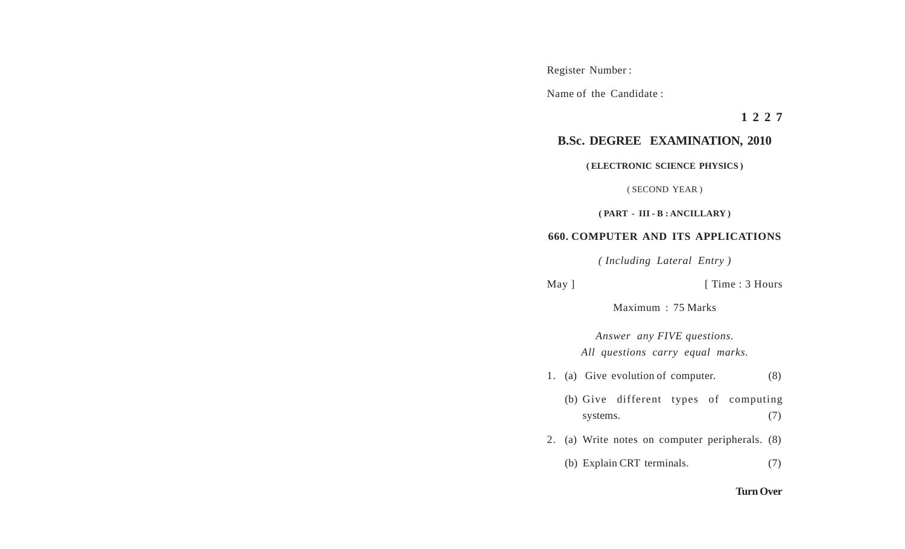Register Number :

Name of the Candidate :

**1 2 2 7**

## B.Sc. DEGREE EXAMINATION, 2010

**( ELECTRONIC SCIENCE PHYSICS )**

( SECOND YEAR )

**( PART - III - B : ANCILLARY )**

### 660. COMPUTER AND ITS APPLICATIONS

*( Including Lateral Entry )*

May ] [ Time : 3 Hours

Maximum : 75 Marks

*Answer any FIVE questions.*
*All questions carry equal marks.*

1. (a) Give evolution of computer. (8)

   (b) Give different types of computing systems. (7)

2. (a) Write notes on computer peripherals. (8)

   (b) Explain CRT terminals. (7)

**Turn Over**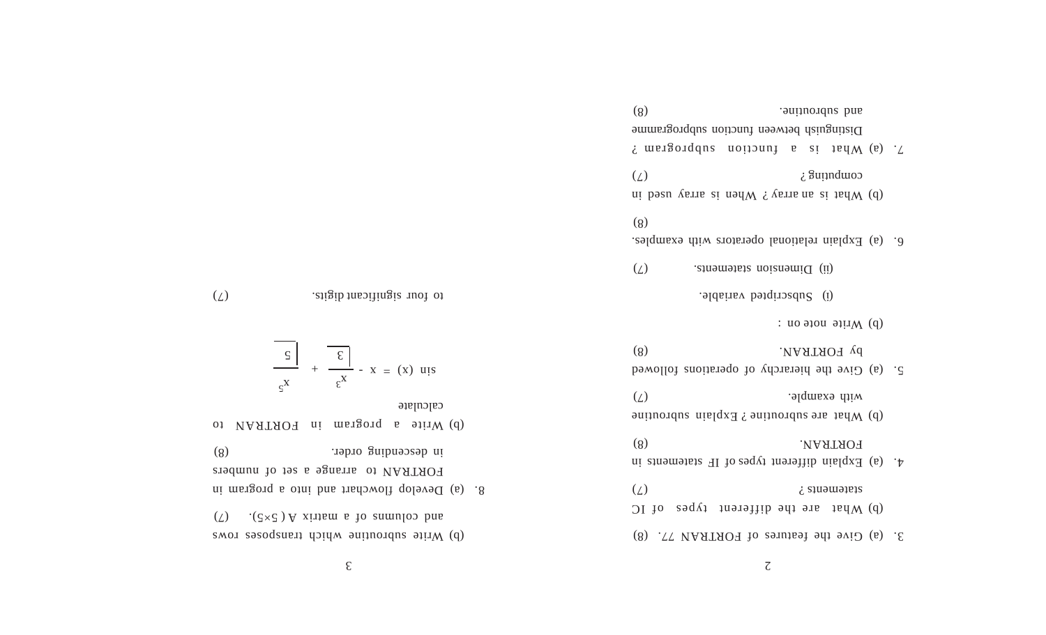3. (a) Give the features of FORTRAN 77. (8)

(b) What are the different types of IC statements ? (7)

4. (a) Explain different types of IF statements in FORTRAN. (8)

(b) What are subroutine ? Explain subroutine with example. (7)

5. (a) Give the hierarchy of operations followed by FORTRAN. (8)

(b) Write note on :

(i) Subscripted variable.

(ii) Dimension statements. (7)

6. (a) Explain relational operators with examples. (8)

(b) What is an array ? When is array used in computing ? (7)

7. (a) What is a function subprogram ? Distinguish between function subprogramme and subroutine. (8)

(b) Write subroutine which transposes rows and columns of a matrix A (5×5). (7)

8. (a) Develop flowchart and into a program in FORTRAN to arrange a set of numbers in descending order. (8)

(b) Write a program in FORTRAN to calculate

$$\sin(x) = x - \frac{x^3}{\lfloor 3} + \frac{x^5}{\lfloor 5}$$

to four significant digits. (7)